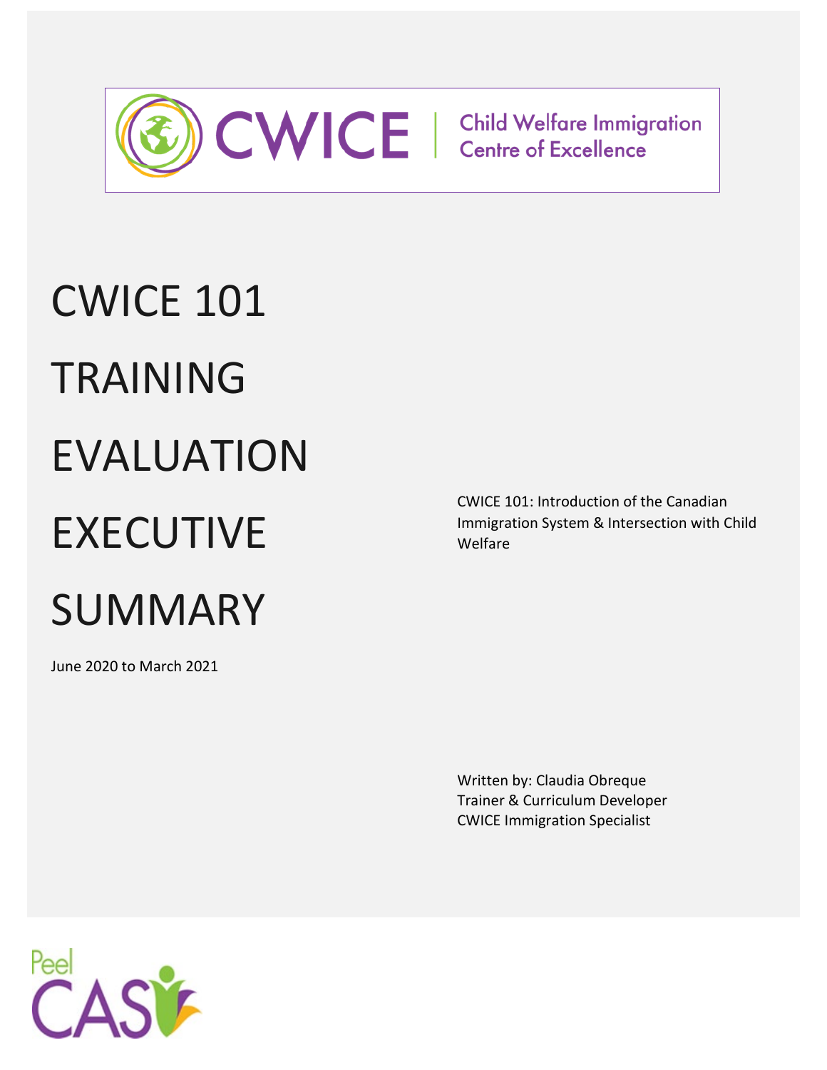CWICE | Child Welfare Immigration Centre of Excellence

# CWICE 101 TRAINING EVALUATION EXECUTIVE SUMMARY

June 2020 to March 2021

CWICE 101: Introduction of the Canadian Immigration System & Intersection with Child Welfare

Written by: Claudia Obreque
Trainer & Curriculum Developer
CWICE Immigration Specialist

Peel CAS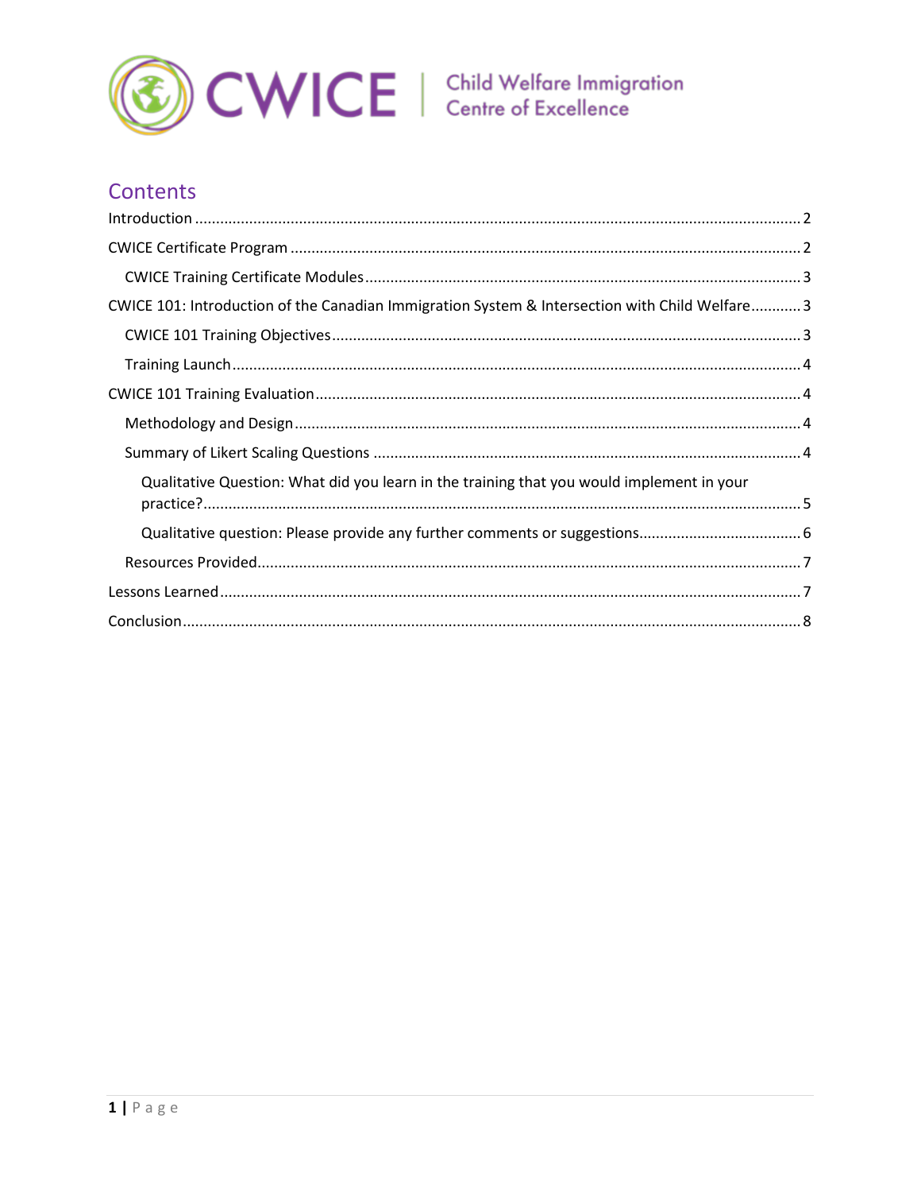CWICE | Child Welfare Immigration Centre of Excellence

## Contents

Introduction ........................................................................................................ 2

CWICE Certificate Program ................................................................................ 2

- CWICE Training Certificate Modules ............................................................. 3

CWICE 101: Introduction of the Canadian Immigration System & Intersection with Child Welfare ............ 3

- CWICE 101 Training Objectives ..................................................................... 3
- Training Launch ............................................................................................. 4

CWICE 101 Training Evaluation ........................................................................... 4

- Methodology and Design ............................................................................... 4
- Summary of Likert Scaling Questions ............................................................ 4
  - Qualitative Question: What did you learn in the training that you would implement in your practice? ............................................................................................. 5
  - Qualitative question: Please provide any further comments or suggestions ............ 6
- Resources Provided ........................................................................................ 7

Lessons Learned ................................................................................................. 7

Conclusion .......................................................................................................... 8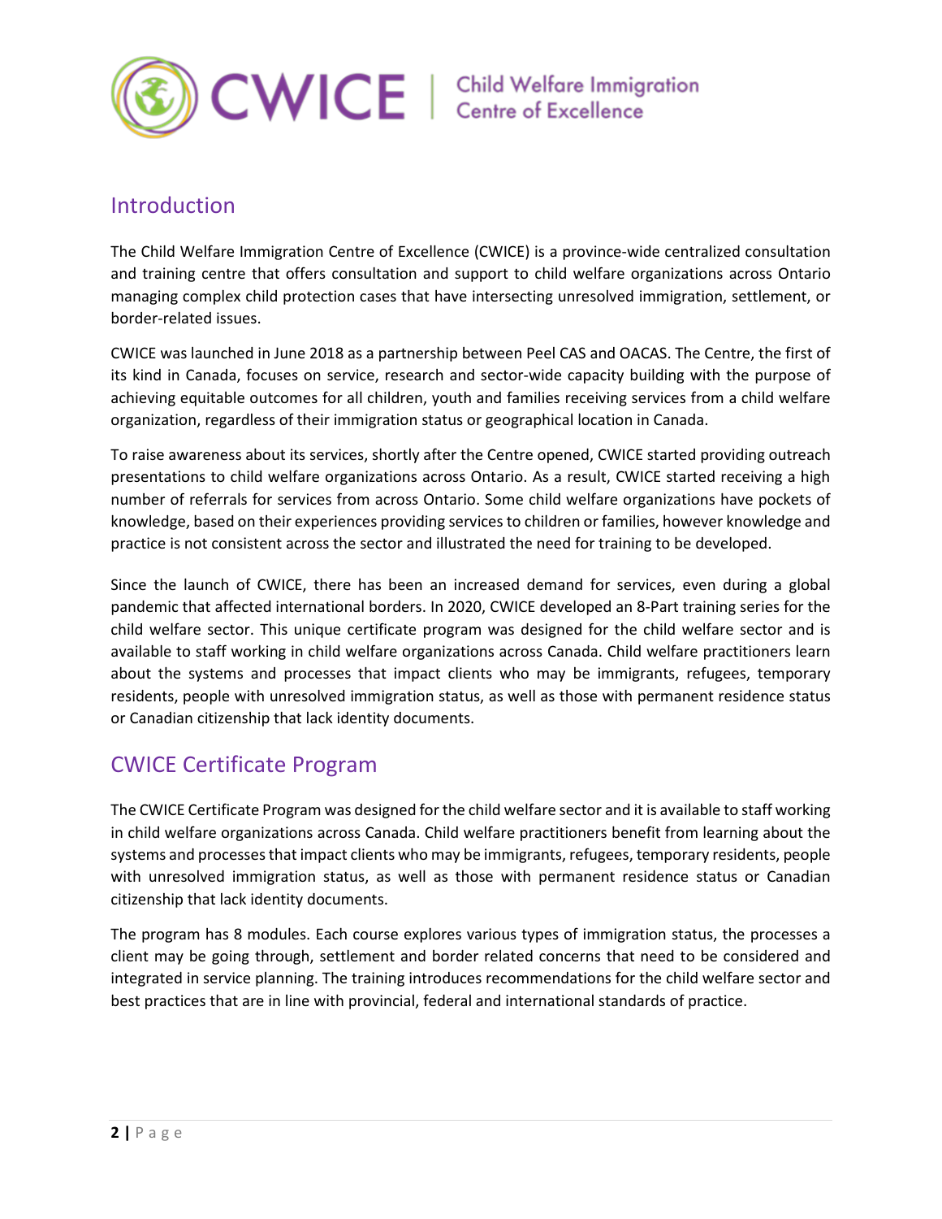## Introduction

The Child Welfare Immigration Centre of Excellence (CWICE) is a province-wide centralized consultation and training centre that offers consultation and support to child welfare organizations across Ontario managing complex child protection cases that have intersecting unresolved immigration, settlement, or border-related issues.

CWICE was launched in June 2018 as a partnership between Peel CAS and OACAS. The Centre, the first of its kind in Canada, focuses on service, research and sector-wide capacity building with the purpose of achieving equitable outcomes for all children, youth and families receiving services from a child welfare organization, regardless of their immigration status or geographical location in Canada.

To raise awareness about its services, shortly after the Centre opened, CWICE started providing outreach presentations to child welfare organizations across Ontario. As a result, CWICE started receiving a high number of referrals for services from across Ontario. Some child welfare organizations have pockets of knowledge, based on their experiences providing services to children or families, however knowledge and practice is not consistent across the sector and illustrated the need for training to be developed.

Since the launch of CWICE, there has been an increased demand for services, even during a global pandemic that affected international borders. In 2020, CWICE developed an 8-Part training series for the child welfare sector. This unique certificate program was designed for the child welfare sector and is available to staff working in child welfare organizations across Canada. Child welfare practitioners learn about the systems and processes that impact clients who may be immigrants, refugees, temporary residents, people with unresolved immigration status, as well as those with permanent residence status or Canadian citizenship that lack identity documents.

## CWICE Certificate Program

The CWICE Certificate Program was designed for the child welfare sector and it is available to staff working in child welfare organizations across Canada. Child welfare practitioners benefit from learning about the systems and processes that impact clients who may be immigrants, refugees, temporary residents, people with unresolved immigration status, as well as those with permanent residence status or Canadian citizenship that lack identity documents.

The program has 8 modules. Each course explores various types of immigration status, the processes a client may be going through, settlement and border related concerns that need to be considered and integrated in service planning. The training introduces recommendations for the child welfare sector and best practices that are in line with provincial, federal and international standards of practice.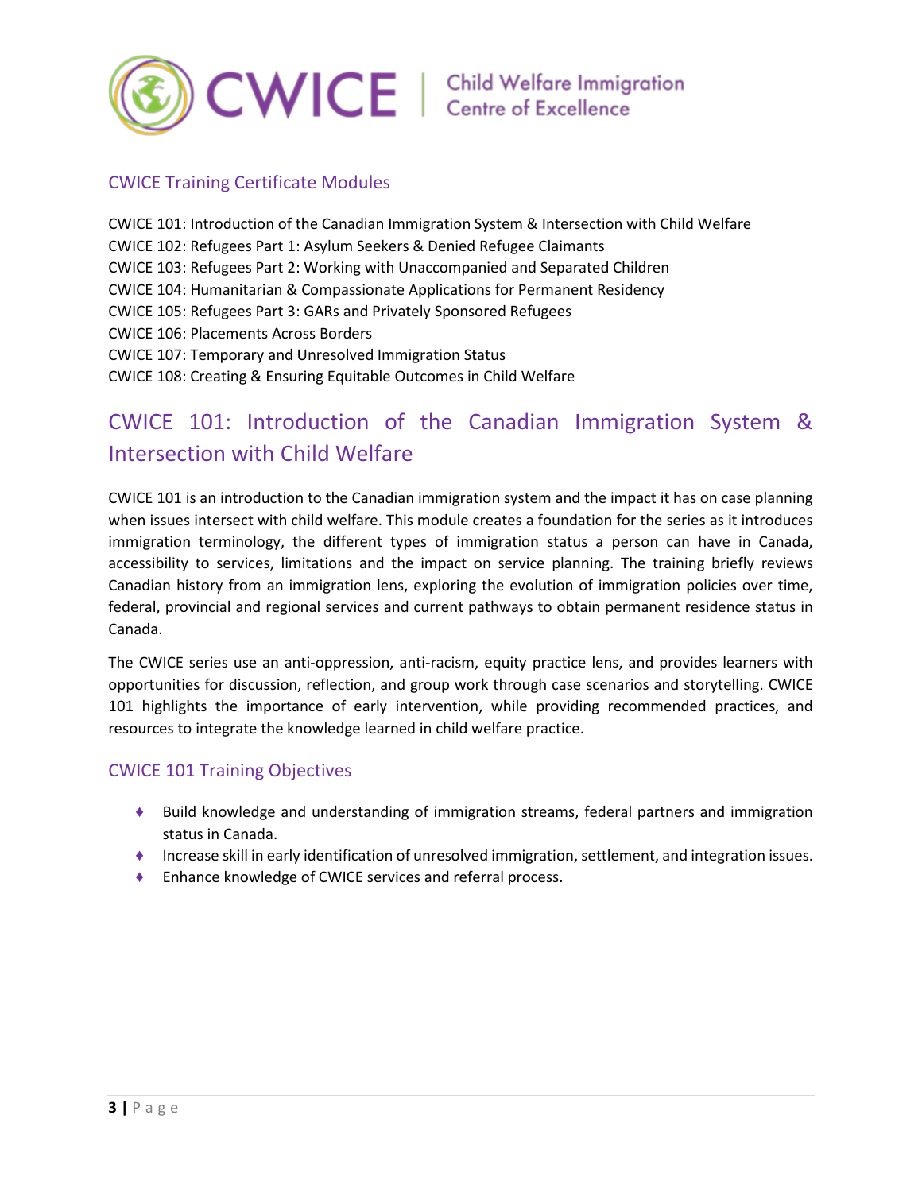## CWICE Training Certificate Modules

CWICE 101: Introduction of the Canadian Immigration System & Intersection with Child Welfare
CWICE 102: Refugees Part 1: Asylum Seekers & Denied Refugee Claimants
CWICE 103: Refugees Part 2: Working with Unaccompanied and Separated Children
CWICE 104: Humanitarian & Compassionate Applications for Permanent Residency
CWICE 105: Refugees Part 3: GARs and Privately Sponsored Refugees
CWICE 106: Placements Across Borders
CWICE 107: Temporary and Unresolved Immigration Status
CWICE 108: Creating & Ensuring Equitable Outcomes in Child Welfare

# CWICE 101: Introduction of the Canadian Immigration System & Intersection with Child Welfare

CWICE 101 is an introduction to the Canadian immigration system and the impact it has on case planning when issues intersect with child welfare. This module creates a foundation for the series as it introduces immigration terminology, the different types of immigration status a person can have in Canada, accessibility to services, limitations and the impact on service planning. The training briefly reviews Canadian history from an immigration lens, exploring the evolution of immigration policies over time, federal, provincial and regional services and current pathways to obtain permanent residence status in Canada.

The CWICE series use an anti-oppression, anti-racism, equity practice lens, and provides learners with opportunities for discussion, reflection, and group work through case scenarios and storytelling. CWICE 101 highlights the importance of early intervention, while providing recommended practices, and resources to integrate the knowledge learned in child welfare practice.

## CWICE 101 Training Objectives

- Build knowledge and understanding of immigration streams, federal partners and immigration status in Canada.
- Increase skill in early identification of unresolved immigration, settlement, and integration issues.
- Enhance knowledge of CWICE services and referral process.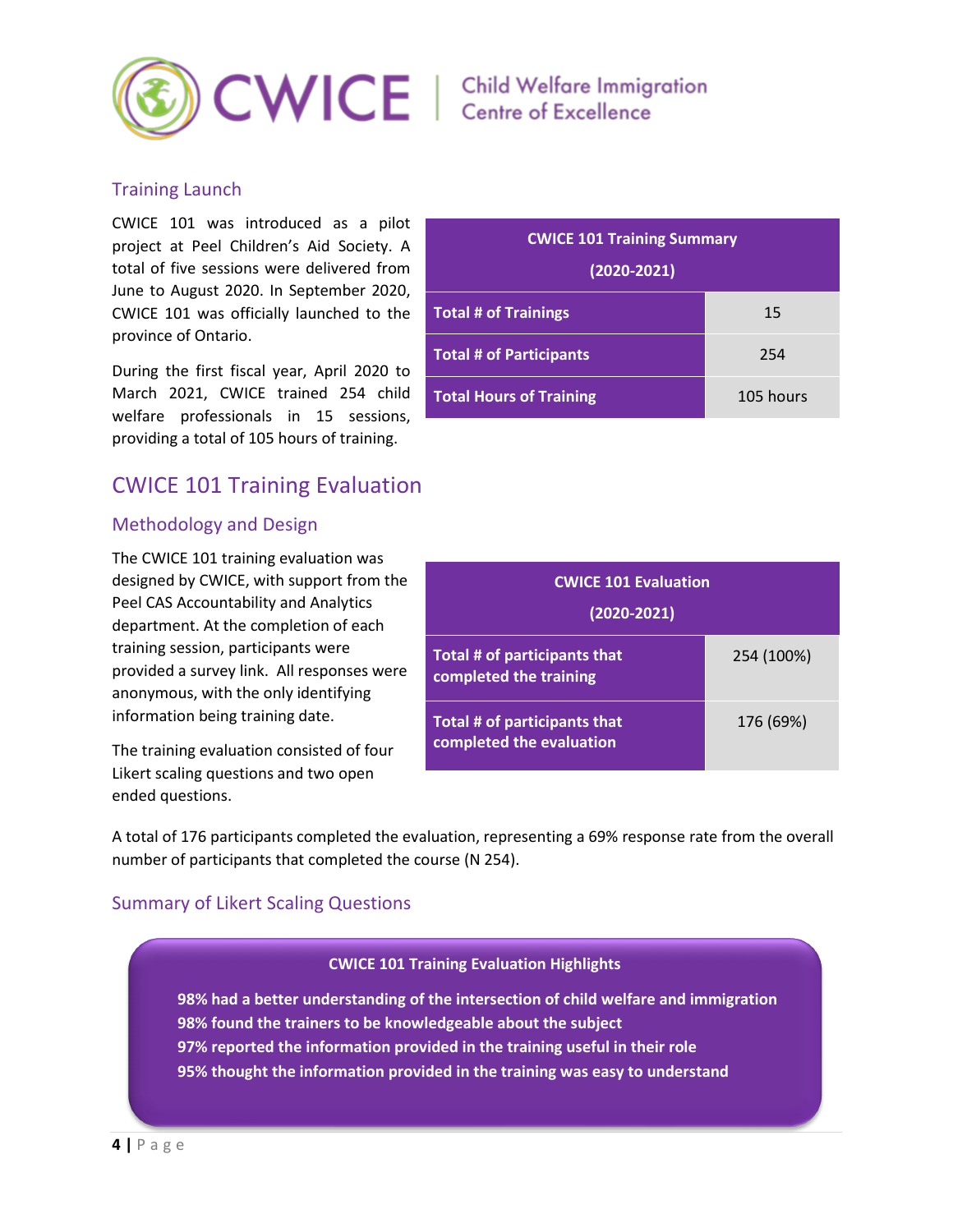### Training Launch

CWICE 101 was introduced as a pilot project at Peel Children's Aid Society. A total of five sessions were delivered from June to August 2020. In September 2020, CWICE 101 was officially launched to the province of Ontario.

During the first fiscal year, April 2020 to March 2021, CWICE trained 254 child welfare professionals in 15 sessions, providing a total of 105 hours of training.

| CWICE 101 Training Summary (2020-2021) | |
|---|---|
| **Total # of Trainings** | 15 |
| **Total # of Participants** | 254 |
| **Total Hours of Training** | 105 hours |

## CWICE 101 Training Evaluation

### Methodology and Design

The CWICE 101 training evaluation was designed by CWICE, with support from the Peel CAS Accountability and Analytics department. At the completion of each training session, participants were provided a survey link. All responses were anonymous, with the only identifying information being training date.

The training evaluation consisted of four Likert scaling questions and two open ended questions.

| CWICE 101 Evaluation (2020-2021) | |
|---|---|
| **Total # of participants that completed the training** | 254 (100%) |
| **Total # of participants that completed the evaluation** | 176 (69%) |

A total of 176 participants completed the evaluation, representing a 69% response rate from the overall number of participants that completed the course (N 254).

### Summary of Likert Scaling Questions

**CWICE 101 Training Evaluation Highlights**

**98% had a better understanding of the intersection of child welfare and immigration**
**98% found the trainers to be knowledgeable about the subject**
**97% reported the information provided in the training useful in their role**
**95% thought the information provided in the training was easy to understand**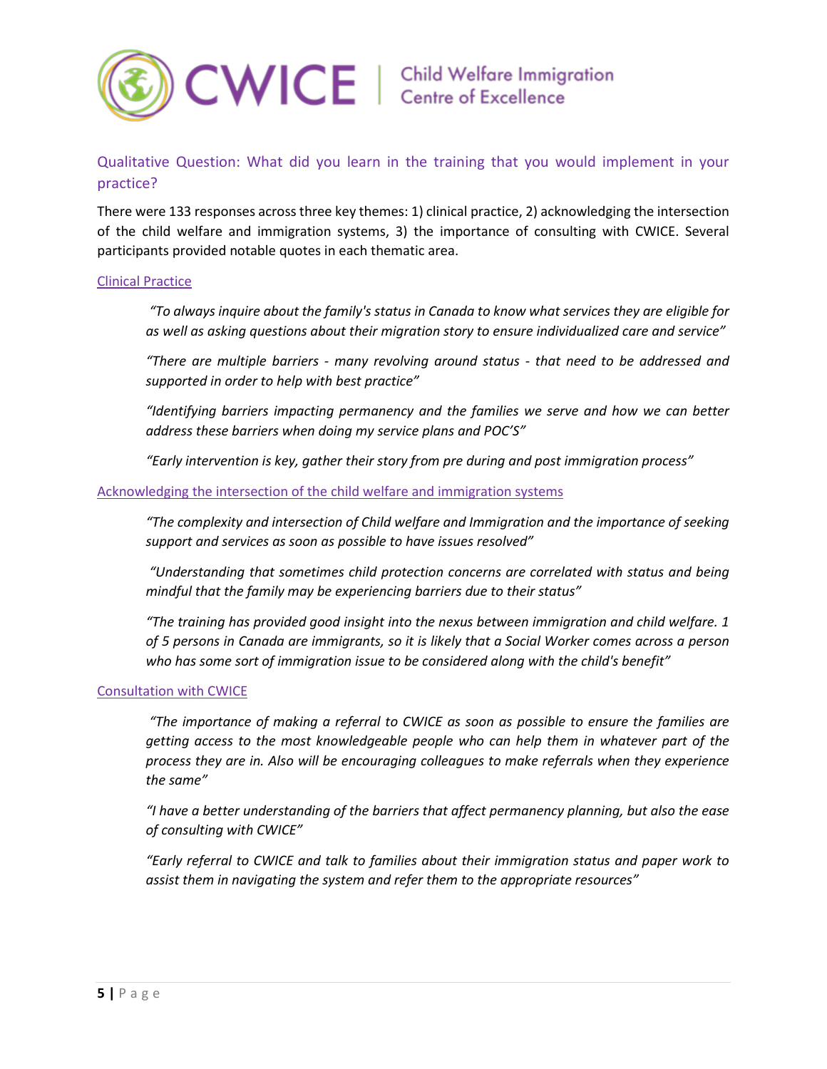## Qualitative Question: What did you learn in the training that you would implement in your practice?

There were 133 responses across three key themes: 1) clinical practice, 2) acknowledging the intersection of the child welfare and immigration systems, 3) the importance of consulting with CWICE. Several participants provided notable quotes in each thematic area.

### Clinical Practice

> *"To always inquire about the family's status in Canada to know what services they are eligible for as well as asking questions about their migration story to ensure individualized care and service"*

> *"There are multiple barriers - many revolving around status - that need to be addressed and supported in order to help with best practice"*

> *"Identifying barriers impacting permanency and the families we serve and how we can better address these barriers when doing my service plans and POC'S"*

> *"Early intervention is key, gather their story from pre during and post immigration process"*

### Acknowledging the intersection of the child welfare and immigration systems

> *"The complexity and intersection of Child welfare and Immigration and the importance of seeking support and services as soon as possible to have issues resolved"*

> *"Understanding that sometimes child protection concerns are correlated with status and being mindful that the family may be experiencing barriers due to their status"*

> *"The training has provided good insight into the nexus between immigration and child welfare. 1 of 5 persons in Canada are immigrants, so it is likely that a Social Worker comes across a person who has some sort of immigration issue to be considered along with the child's benefit"*

### Consultation with CWICE

> *"The importance of making a referral to CWICE as soon as possible to ensure the families are getting access to the most knowledgeable people who can help them in whatever part of the process they are in. Also will be encouraging colleagues to make referrals when they experience the same"*

> *"I have a better understanding of the barriers that affect permanency planning, but also the ease of consulting with CWICE"*

> *"Early referral to CWICE and talk to families about their immigration status and paper work to assist them in navigating the system and refer them to the appropriate resources"*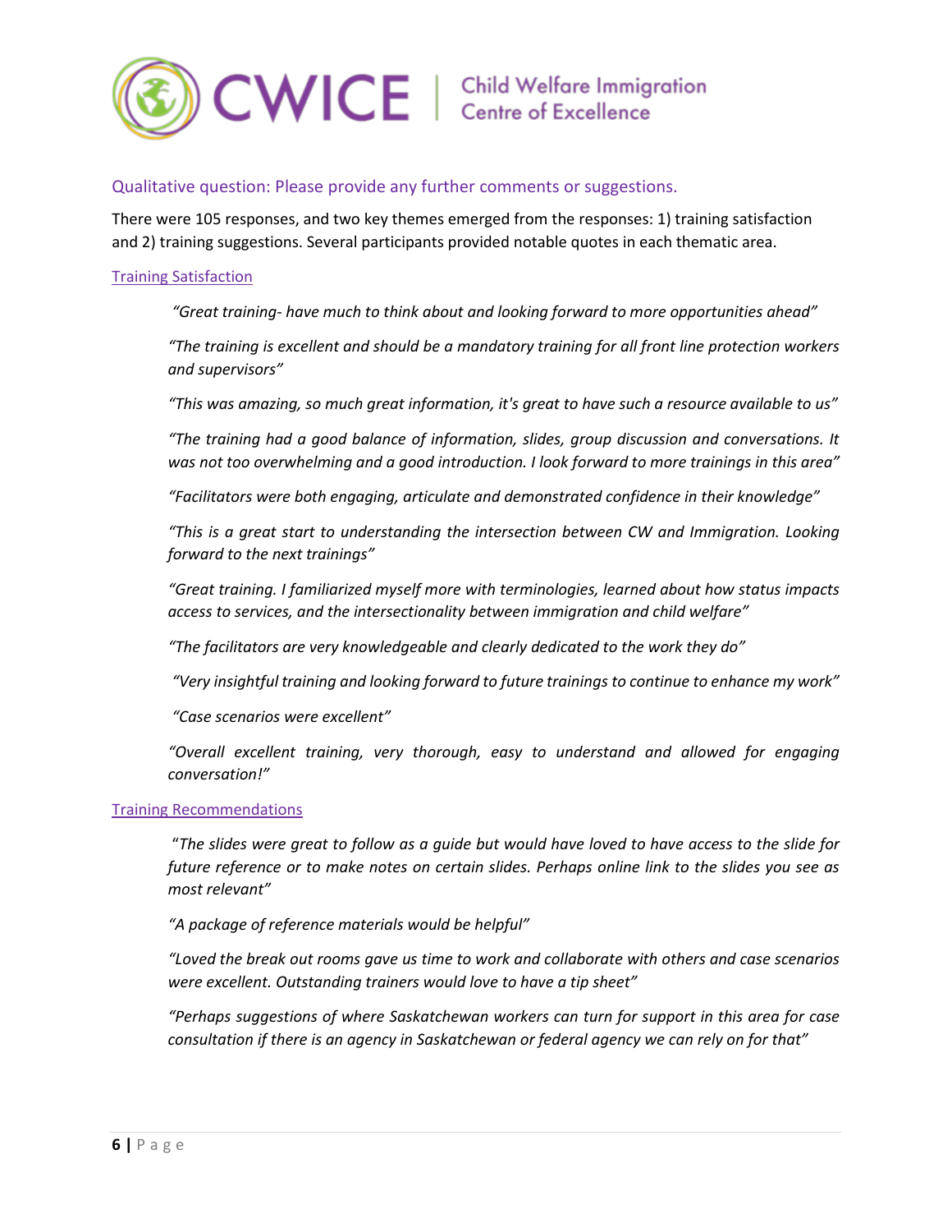### Qualitative question: Please provide any further comments or suggestions.

There were 105 responses, and two key themes emerged from the responses: 1) training satisfaction and 2) training suggestions. Several participants provided notable quotes in each thematic area.

#### Training Satisfaction

*"Great training- have much to think about and looking forward to more opportunities ahead"*

*"The training is excellent and should be a mandatory training for all front line protection workers and supervisors"*

*"This was amazing, so much great information, it's great to have such a resource available to us"*

*"The training had a good balance of information, slides, group discussion and conversations. It was not too overwhelming and a good introduction. I look forward to more trainings in this area"*

*"Facilitators were both engaging, articulate and demonstrated confidence in their knowledge"*

*"This is a great start to understanding the intersection between CW and Immigration. Looking forward to the next trainings"*

*"Great training. I familiarized myself more with terminologies, learned about how status impacts access to services, and the intersectionality between immigration and child welfare"*

*"The facilitators are very knowledgeable and clearly dedicated to the work they do"*

*"Very insightful training and looking forward to future trainings to continue to enhance my work"*

*"Case scenarios were excellent"*

*"Overall excellent training, very thorough, easy to understand and allowed for engaging conversation!"*

#### Training Recommendations

"*The slides were great to follow as a guide but would have loved to have access to the slide for future reference or to make notes on certain slides. Perhaps online link to the slides you see as most relevant"*

*"A package of reference materials would be helpful"*

*"Loved the break out rooms gave us time to work and collaborate with others and case scenarios were excellent. Outstanding trainers would love to have a tip sheet"*

*"Perhaps suggestions of where Saskatchewan workers can turn for support in this area for case consultation if there is an agency in Saskatchewan or federal agency we can rely on for that"*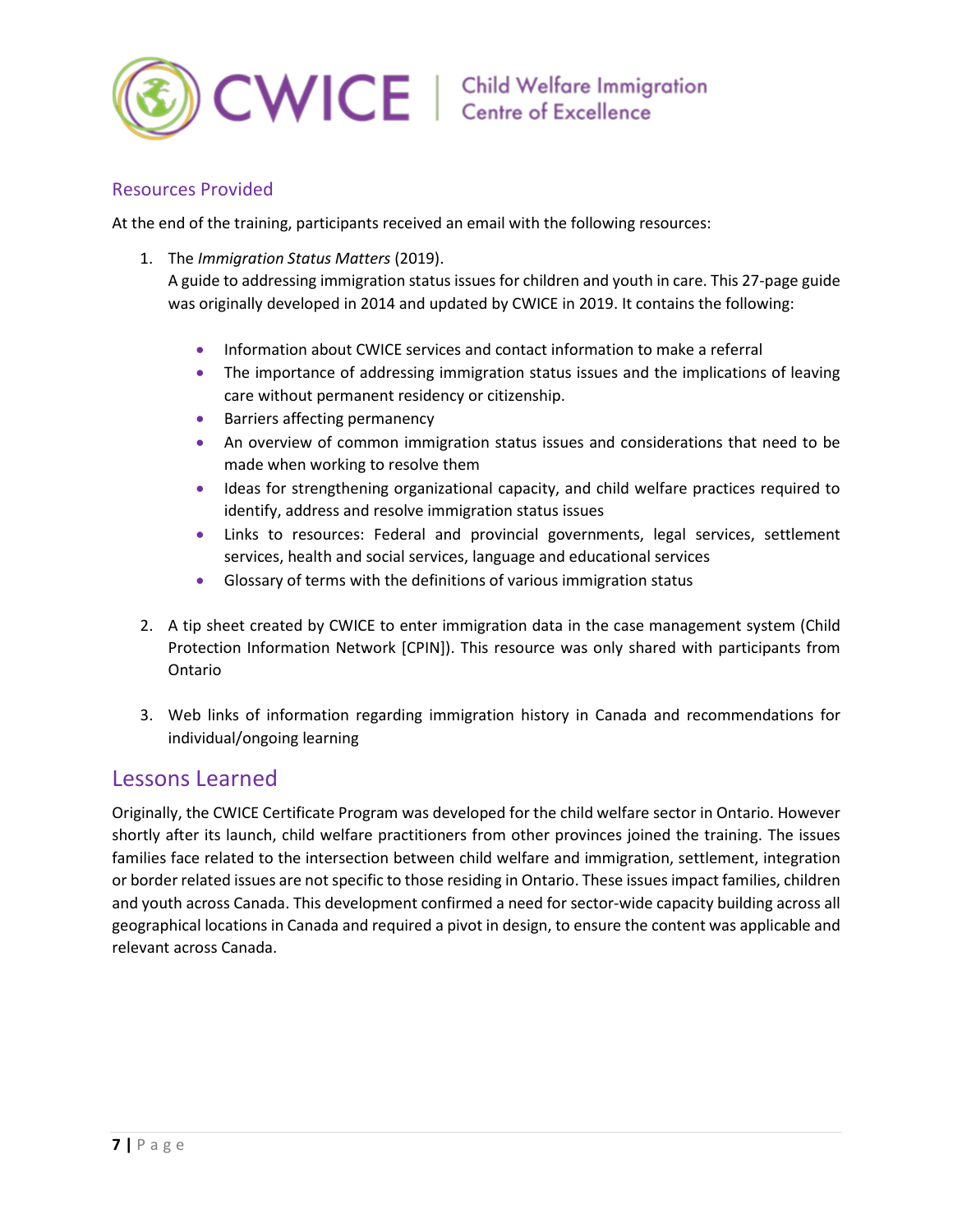### Resources Provided

At the end of the training, participants received an email with the following resources:

1. The *Immigration Status Matters* (2019).
   A guide to addressing immigration status issues for children and youth in care. This 27-page guide was originally developed in 2014 and updated by CWICE in 2019. It contains the following:

   - Information about CWICE services and contact information to make a referral
   - The importance of addressing immigration status issues and the implications of leaving care without permanent residency or citizenship.
   - Barriers affecting permanency
   - An overview of common immigration status issues and considerations that need to be made when working to resolve them
   - Ideas for strengthening organizational capacity, and child welfare practices required to identify, address and resolve immigration status issues
   - Links to resources: Federal and provincial governments, legal services, settlement services, health and social services, language and educational services
   - Glossary of terms with the definitions of various immigration status

2. A tip sheet created by CWICE to enter immigration data in the case management system (Child Protection Information Network [CPIN]). This resource was only shared with participants from Ontario

3. Web links of information regarding immigration history in Canada and recommendations for individual/ongoing learning

## Lessons Learned

Originally, the CWICE Certificate Program was developed for the child welfare sector in Ontario. However shortly after its launch, child welfare practitioners from other provinces joined the training. The issues families face related to the intersection between child welfare and immigration, settlement, integration or border related issues are not specific to those residing in Ontario. These issues impact families, children and youth across Canada. This development confirmed a need for sector-wide capacity building across all geographical locations in Canada and required a pivot in design, to ensure the content was applicable and relevant across Canada.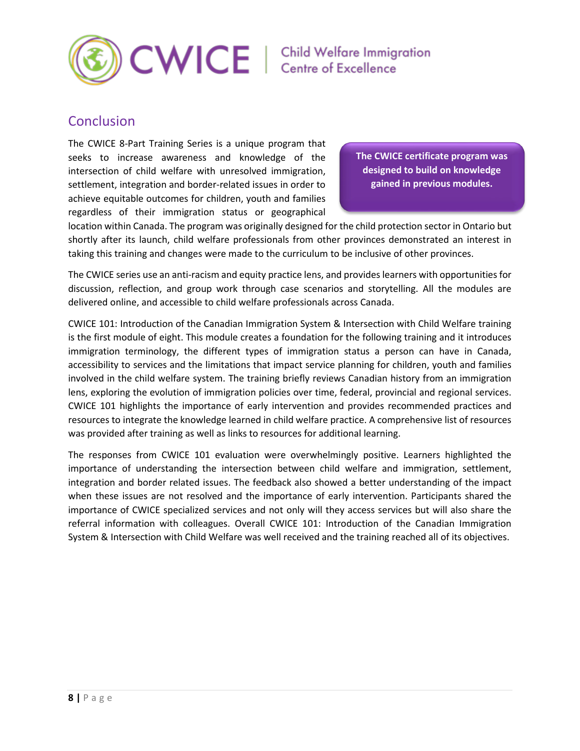## Conclusion

The CWICE 8-Part Training Series is a unique program that seeks to increase awareness and knowledge of the intersection of child welfare with unresolved immigration, settlement, integration and border-related issues in order to achieve equitable outcomes for children, youth and families regardless of their immigration status or geographical location within Canada. The program was originally designed for the child protection sector in Ontario but shortly after its launch, child welfare professionals from other provinces demonstrated an interest in taking this training and changes were made to the curriculum to be inclusive of other provinces.

**The CWICE certificate program was designed to build on knowledge gained in previous modules.**

The CWICE series use an anti-racism and equity practice lens, and provides learners with opportunities for discussion, reflection, and group work through case scenarios and storytelling. All the modules are delivered online, and accessible to child welfare professionals across Canada.

CWICE 101: Introduction of the Canadian Immigration System & Intersection with Child Welfare training is the first module of eight. This module creates a foundation for the following training and it introduces immigration terminology, the different types of immigration status a person can have in Canada, accessibility to services and the limitations that impact service planning for children, youth and families involved in the child welfare system. The training briefly reviews Canadian history from an immigration lens, exploring the evolution of immigration policies over time, federal, provincial and regional services. CWICE 101 highlights the importance of early intervention and provides recommended practices and resources to integrate the knowledge learned in child welfare practice. A comprehensive list of resources was provided after training as well as links to resources for additional learning.

The responses from CWICE 101 evaluation were overwhelmingly positive. Learners highlighted the importance of understanding the intersection between child welfare and immigration, settlement, integration and border related issues. The feedback also showed a better understanding of the impact when these issues are not resolved and the importance of early intervention. Participants shared the importance of CWICE specialized services and not only will they access services but will also share the referral information with colleagues. Overall CWICE 101: Introduction of the Canadian Immigration System & Intersection with Child Welfare was well received and the training reached all of its objectives.